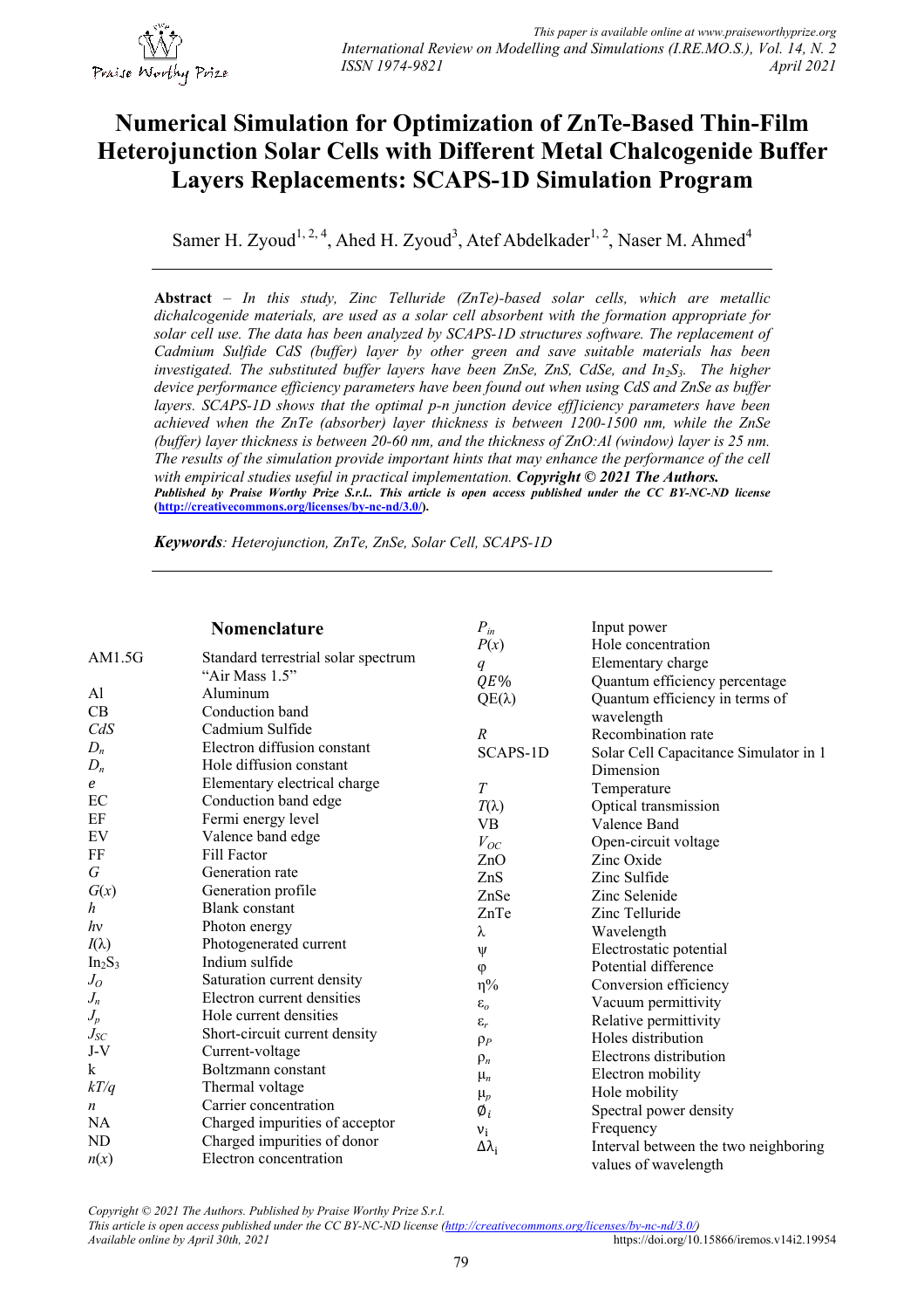# Numerical Simulation for Optimization of ZnTe-Based Thin-Film Heterojunction Solar Cells with Different Metal Chalcogenide Buffer Layers Replacements: SCAPS-1D Simulation Program

Samer H. Zyoud[1, 2, 4], Ahed H. Zyoud[3], Atef Abdelkader[1, 2], Naser M. Ahmed[4]

**Abstract** – *In this study, Zinc Telluride (ZnTe)-based solar cells, which are metallic dichalcogenide materials, are used as a solar cell absorbent with the formation appropriate for solar cell use. The data has been analyzed by SCAPS-1D structures software. The replacement of Cadmium Sulfide CdS (buffer) layer by other green and save suitable materials has been investigated. The substituted buffer layers have been ZnSe, ZnS, CdSe, and $In_2S_3$. The higher device performance efficiency parameters have been found out when using CdS and ZnSe as buffer layers. SCAPS-1D shows that the optimal p-n junction device eff]iciency parameters have been achieved when the ZnTe (absorber) layer thickness is between 1200-1500 nm, while the ZnSe (buffer) layer thickness is between 20-60 nm, and the thickness of ZnO:Al (window) layer is 25 nm. The results of the simulation provide important hints that may enhance the performance of the cell with empirical studies useful in practical implementation.* ***Copyright © 2021 The Authors.***

***Published by Praise Worthy Prize S.r.l.. This article is open access published under the CC BY-NC-ND license (http://creativecommons.org/licenses/by-nc-nd/3.0/).***

***Keywords****: Heterojunction, ZnTe, ZnSe, Solar Cell, SCAPS-1D*

## Nomenclature

| | |
|---|---|
| AM1.5G | Standard terrestrial solar spectrum "Air Mass 1.5" |
| Al | Aluminum |
| CB | Conduction band |
| *CdS* | Cadmium Sulfide |
| $D_n$ | Electron diffusion constant |
| $D_n$ | Hole diffusion constant |
| *e* | Elementary electrical charge |
| EC | Conduction band edge |
| EF | Fermi energy level |
| EV | Valence band edge |
| FF | Fill Factor |
| *G* | Generation rate |
| $G(x)$ | Generation profile |
| *h* | Blank constant |
| $h\nu$ | Photon energy |
| $I(\lambda)$ | Photogenerated current |
| $In_2S_3$ | Indium sulfide |
| $J_O$ | Saturation current density |
| $J_n$ | Electron current densities |
| $J_p$ | Hole current densities |
| $J_{SC}$ | Short-circuit current density |
| J-V | Current-voltage |
| k | Boltzmann constant |
| $kT/q$ | Thermal voltage |
| *n* | Carrier concentration |
| NA | Charged impurities of acceptor |
| ND | Charged impurities of donor |
| $n(x)$ | Electron concentration |
| $P_{in}$ | Input power |
| $P(x)$ | Hole concentration |
| *q* | Elementary charge |
| *QE%* | Quantum efficiency percentage |
| $QE(\lambda)$ | Quantum efficiency in terms of wavelength |
| *R* | Recombination rate |
| SCAPS-1D | Solar Cell Capacitance Simulator in 1 Dimension |
| *T* | Temperature |
| $T(\lambda)$ | Optical transmission |
| VB | Valence Band |
| $V_{OC}$ | Open-circuit voltage |
| ZnO | Zinc Oxide |
| ZnS | Zinc Sulfide |
| ZnSe | Zinc Selenide |
| ZnTe | Zinc Telluride |
| $\lambda$ | Wavelength |
| $\psi$ | Electrostatic potential |
| $\varphi$ | Potential difference |
| $\eta\%$ | Conversion efficiency |
| $\varepsilon_o$ | Vacuum permittivity |
| $\varepsilon_r$ | Relative permittivity |
| $\rho_P$ | Holes distribution |
| $\rho_n$ | Electrons distribution |
| $\mu_n$ | Electron mobility |
| $\mu_p$ | Hole mobility |
| $\emptyset_i$ | Spectral power density |
| $\nu_i$ | Frequency |
| $\Delta\lambda_i$ | Interval between the two neighboring values of wavelength |

Copyright © 2021 The Authors. Published by Praise Worthy Prize S.r.l.
This article is open access published under the CC BY-NC-ND license (http://creativecommons.org/licenses/by-nc-nd/3.0/)
Available online by April 30th, 2021
https://doi.org/10.15866/iremos.v14i2.19954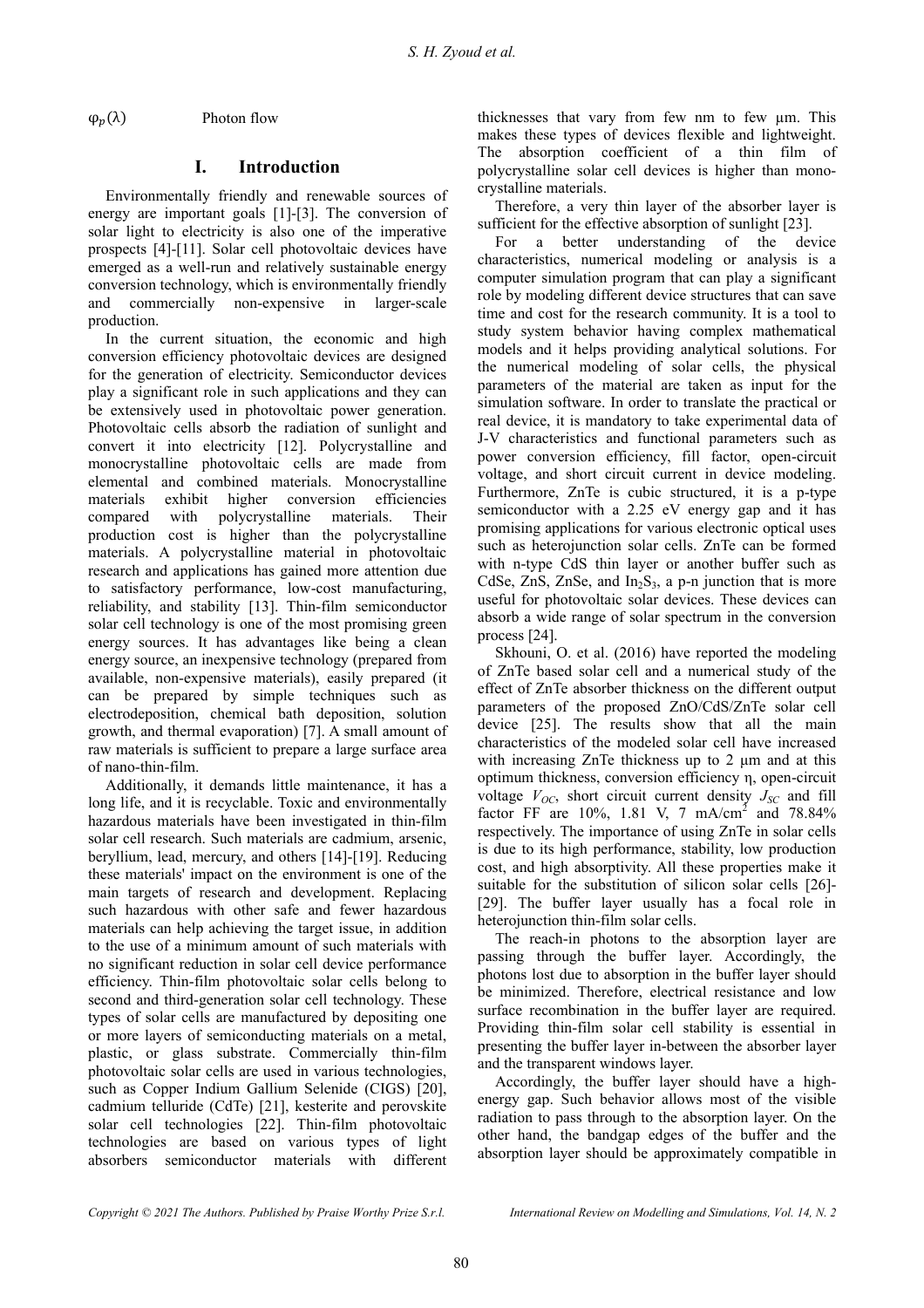$\varphi_p(\lambda)$ Photon flow

## I. Introduction

Environmentally friendly and renewable sources of energy are important goals [1]-[3]. The conversion of solar light to electricity is also one of the imperative prospects [4]-[11]. Solar cell photovoltaic devices have emerged as a well-run and relatively sustainable energy conversion technology, which is environmentally friendly and commercially non-expensive in larger-scale production.

In the current situation, the economic and high conversion efficiency photovoltaic devices are designed for the generation of electricity. Semiconductor devices play a significant role in such applications and they can be extensively used in photovoltaic power generation. Photovoltaic cells absorb the radiation of sunlight and convert it into electricity [12]. Polycrystalline and monocrystalline photovoltaic cells are made from elemental and combined materials. Monocrystalline materials exhibit higher conversion efficiencies compared with polycrystalline materials. Their production cost is higher than the polycrystalline materials. A polycrystalline material in photovoltaic research and applications has gained more attention due to satisfactory performance, low-cost manufacturing, reliability, and stability [13]. Thin-film semiconductor solar cell technology is one of the most promising green energy sources. It has advantages like being a clean energy source, an inexpensive technology (prepared from available, non-expensive materials), easily prepared (it can be prepared by simple techniques such as electrodeposition, chemical bath deposition, solution growth, and thermal evaporation) [7]. A small amount of raw materials is sufficient to prepare a large surface area of nano-thin-film.

Additionally, it demands little maintenance, it has a long life, and it is recyclable. Toxic and environmentally hazardous materials have been investigated in thin-film solar cell research. Such materials are cadmium, arsenic, beryllium, lead, mercury, and others [14]-[19]. Reducing these materials' impact on the environment is one of the main targets of research and development. Replacing such hazardous with other safe and fewer hazardous materials can help achieving the target issue, in addition to the use of a minimum amount of such materials with no significant reduction in solar cell device performance efficiency. Thin-film photovoltaic solar cells belong to second and third-generation solar cell technology. These types of solar cells are manufactured by depositing one or more layers of semiconducting materials on a metal, plastic, or glass substrate. Commercially thin-film photovoltaic solar cells are used in various technologies, such as Copper Indium Gallium Selenide (CIGS) [20], cadmium telluride (CdTe) [21], kesterite and perovskite solar cell technologies [22]. Thin-film photovoltaic technologies are based on various types of light absorbers semiconductor materials with different thicknesses that vary from few nm to few μm. This makes these types of devices flexible and lightweight. The absorption coefficient of a thin film of polycrystalline solar cell devices is higher than mono-crystalline materials.

Therefore, a very thin layer of the absorber layer is sufficient for the effective absorption of sunlight [23].

For a better understanding of the device characteristics, numerical modeling or analysis is a computer simulation program that can play a significant role by modeling different device structures that can save time and cost for the research community. It is a tool to study system behavior having complex mathematical models and it helps providing analytical solutions. For the numerical modeling of solar cells, the physical parameters of the material are taken as input for the simulation software. In order to translate the practical or real device, it is mandatory to take experimental data of J-V characteristics and functional parameters such as power conversion efficiency, fill factor, open-circuit voltage, and short circuit current in device modeling. Furthermore, ZnTe is cubic structured, it is a p-type semiconductor with a 2.25 eV energy gap and it has promising applications for various electronic optical uses such as heterojunction solar cells. ZnTe can be formed with n-type CdS thin layer or another buffer such as CdSe, ZnS, ZnSe, and $In_2S_3$, a p-n junction that is more useful for photovoltaic solar devices. These devices can absorb a wide range of solar spectrum in the conversion process [24].

Skhouni, O. et al. (2016) have reported the modeling of ZnTe based solar cell and a numerical study of the effect of ZnTe absorber thickness on the different output parameters of the proposed ZnO/CdS/ZnTe solar cell device [25]. The results show that all the main characteristics of the modeled solar cell have increased with increasing ZnTe thickness up to 2 μm and at this optimum thickness, conversion efficiency η, open-circuit voltage $V_{OC}$, short circuit current density $J_{SC}$ and fill factor FF are 10%, 1.81 V, 7 mA/cm$^2$ and 78.84% respectively. The importance of using ZnTe in solar cells is due to its high performance, stability, low production cost, and high absorptivity. All these properties make it suitable for the substitution of silicon solar cells [26]-[29]. The buffer layer usually has a focal role in heterojunction thin-film solar cells.

The reach-in photons to the absorption layer are passing through the buffer layer. Accordingly, the photons lost due to absorption in the buffer layer should be minimized. Therefore, electrical resistance and low surface recombination in the buffer layer are required. Providing thin-film solar cell stability is essential in presenting the buffer layer in-between the absorber layer and the transparent windows layer.

Accordingly, the buffer layer should have a high-energy gap. Such behavior allows most of the visible radiation to pass through to the absorption layer. On the other hand, the bandgap edges of the buffer and the absorption layer should be approximately compatible in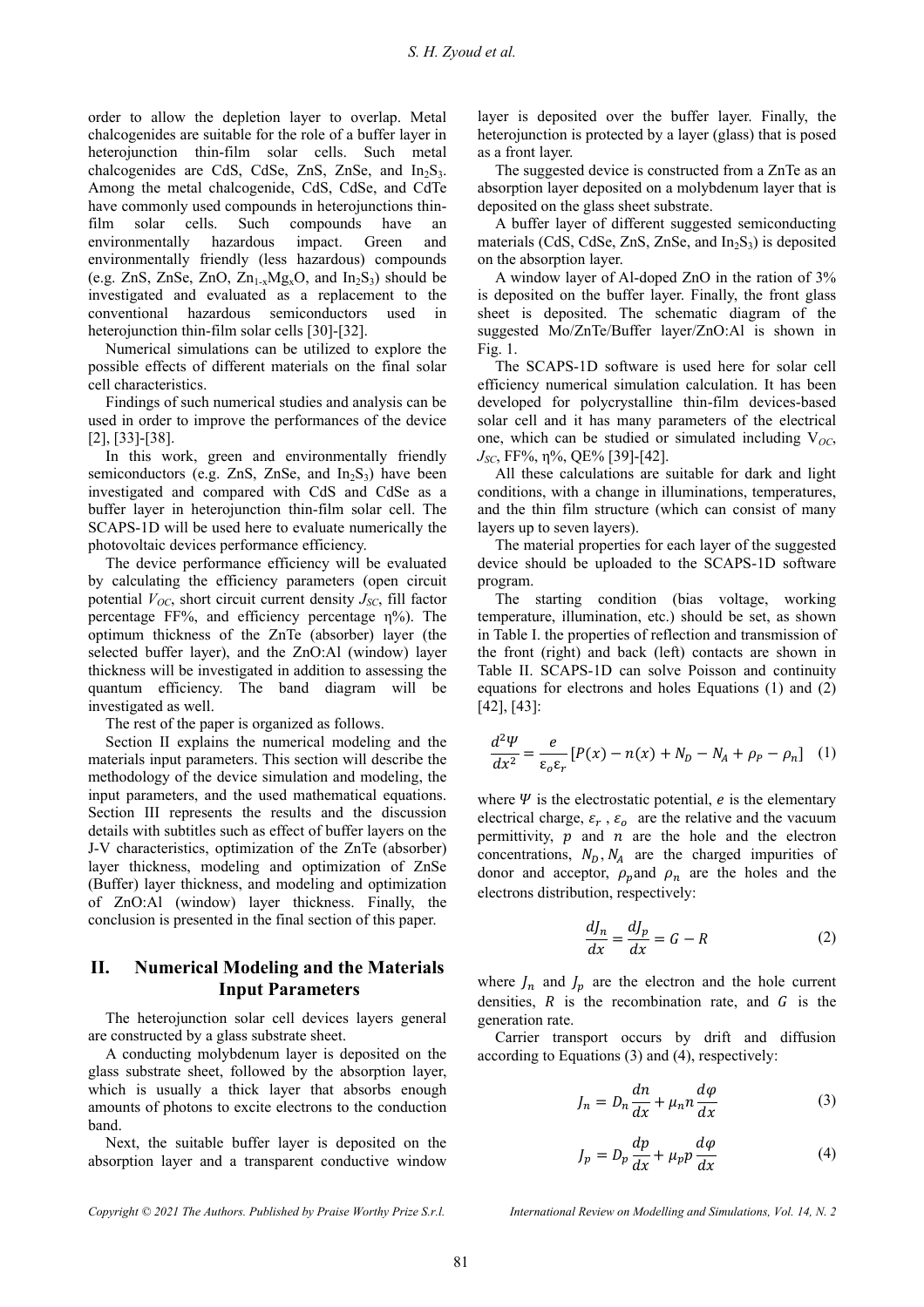order to allow the depletion layer to overlap. Metal chalcogenides are suitable for the role of a buffer layer in heterojunction thin-film solar cells. Such metal chalcogenides are CdS, CdSe, ZnS, ZnSe, and $In_2S_3$. Among the metal chalcogenide, CdS, CdSe, and CdTe have commonly used compounds in heterojunctions thin-film solar cells. Such compounds have an environmentally hazardous impact. Green and environmentally friendly (less hazardous) compounds (e.g. ZnS, ZnSe, ZnO, $Zn_{1-x}Mg_xO$, and $In_2S_3$) should be investigated and evaluated as a replacement to the conventional hazardous semiconductors used in heterojunction thin-film solar cells [30]-[32].

Numerical simulations can be utilized to explore the possible effects of different materials on the final solar cell characteristics.

Findings of such numerical studies and analysis can be used in order to improve the performances of the device [2], [33]-[38].

In this work, green and environmentally friendly semiconductors (e.g. ZnS, ZnSe, and $In_2S_3$) have been investigated and compared with CdS and CdSe as a buffer layer in heterojunction thin-film solar cell. The SCAPS-1D will be used here to evaluate numerically the photovoltaic devices performance efficiency.

The device performance efficiency will be evaluated by calculating the efficiency parameters (open circuit potential $V_{OC}$, short circuit current density $J_{SC}$, fill factor percentage FF%, and efficiency percentage η%). The optimum thickness of the ZnTe (absorber) layer (the selected buffer layer), and the ZnO:Al (window) layer thickness will be investigated in addition to assessing the quantum efficiency. The band diagram will be investigated as well.

The rest of the paper is organized as follows.

Section II explains the numerical modeling and the materials input parameters. This section will describe the methodology of the device simulation and modeling, the input parameters, and the used mathematical equations. Section III represents the results and the discussion details with subtitles such as effect of buffer layers on the J-V characteristics, optimization of the ZnTe (absorber) layer thickness, modeling and optimization of ZnSe (Buffer) layer thickness, and modeling and optimization of ZnO:Al (window) layer thickness. Finally, the conclusion is presented in the final section of this paper.

## II. Numerical Modeling and the Materials Input Parameters

The heterojunction solar cell devices layers general are constructed by a glass substrate sheet.

A conducting molybdenum layer is deposited on the glass substrate sheet, followed by the absorption layer, which is usually a thick layer that absorbs enough amounts of photons to excite electrons to the conduction band.

Next, the suitable buffer layer is deposited on the absorption layer and a transparent conductive window layer is deposited over the buffer layer. Finally, the heterojunction is protected by a layer (glass) that is posed as a front layer.

The suggested device is constructed from a ZnTe as an absorption layer deposited on a molybdenum layer that is deposited on the glass sheet substrate.

A buffer layer of different suggested semiconducting materials (CdS, CdSe, ZnS, ZnSe, and $In_2S_3$) is deposited on the absorption layer.

A window layer of Al-doped ZnO in the ration of 3% is deposited on the buffer layer. Finally, the front glass sheet is deposited. The schematic diagram of the suggested Mo/ZnTe/Buffer layer/ZnO:Al is shown in Fig. 1.

The SCAPS-1D software is used here for solar cell efficiency numerical simulation calculation. It has been developed for polycrystalline thin-film devices-based solar cell and it has many parameters of the electrical one, which can be studied or simulated including $V_{OC}$, $J_{SC}$, FF%, η%, QE% [39]-[42].

All these calculations are suitable for dark and light conditions, with a change in illuminations, temperatures, and the thin film structure (which can consist of many layers up to seven layers).

The material properties for each layer of the suggested device should be uploaded to the SCAPS-1D software program.

The starting condition (bias voltage, working temperature, illumination, etc.) should be set, as shown in Table I. the properties of reflection and transmission of the front (right) and back (left) contacts are shown in Table II. SCAPS-1D can solve Poisson and continuity equations for electrons and holes Equations (1) and (2) [42], [43]:

$$\frac{d^2\Psi}{dx^2} = \frac{e}{\varepsilon_o \varepsilon_r}\left[P(x) - n(x) + N_D - N_A + \rho_P - \rho_n\right] \quad (1)$$

where $\Psi$ is the electrostatic potential, $e$ is the elementary electrical charge, $\varepsilon_r$, $\varepsilon_o$ are the relative and the vacuum permittivity, $p$ and $n$ are the hole and the electron concentrations, $N_D, N_A$ are the charged impurities of donor and acceptor, $\rho_p$ and $\rho_n$ are the holes and the electrons distribution, respectively:

$$\frac{dJ_n}{dx} = \frac{dJ_p}{dx} = G - R \quad (2)$$

where $J_n$ and $J_p$ are the electron and the hole current densities, $R$ is the recombination rate, and $G$ is the generation rate.

Carrier transport occurs by drift and diffusion according to Equations (3) and (4), respectively:

$$J_n = D_n \frac{dn}{dx} + \mu_n n \frac{d\varphi}{dx} \quad (3)$$

$$J_p = D_p \frac{dp}{dx} + \mu_p p \frac{d\varphi}{dx} \quad (4)$$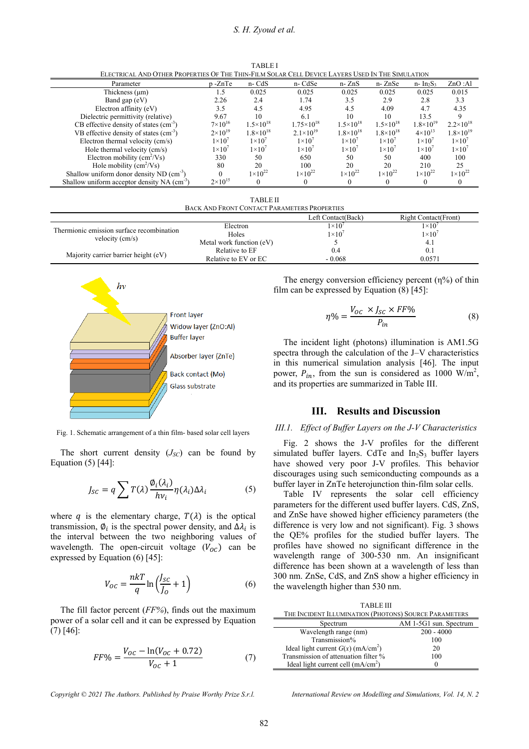TABLE I

ELECTRICAL AND OTHER PROPERTIES OF THE THIN-FILM SOLAR CELL DEVICE LAYERS USED IN THE SIMULATION

| Parameter | p -ZnTe | n- CdS | n- CdSe | n- ZnS | n- ZnSe | n- $In_2S_3$ | ZnO :Al |
|---|---|---|---|---|---|---|---|
| Thickness (µm) | 1.5 | 0.025 | 0.025 | 0.025 | 0.025 | 0.025 | 0.015 |
| Band gap (eV) | 2.26 | 2.4 | 1.74 | 3.5 | 2.9 | 2.8 | 3.3 |
| Electron affinity (eV) | 3.5 | 4.5 | 4.95 | 4.5 | 4.09 | 4.7 | 4.35 |
| Dielectric permittivity (relative) | 9.67 | 10 | 6.1 | 10 | 10 | 13.5 | 9 |
| CB effective density of states ($cm^{-3}$) | $7\times10^{16}$ | $1.5\times10^{18}$ | $1.75\times10^{18}$ | $1.5\times10^{18}$ | $1.5\times10^{18}$ | $1.8\times10^{19}$ | $2.2\times10^{18}$ |
| VB effective density of states ($cm^{-3}$) | $2\times10^{19}$ | $1.8\times10^{18}$ | $2.1\times10^{19}$ | $1.8\times10^{18}$ | $1.8\times10^{18}$ | $4\times10^{13}$ | $1.8\times10^{19}$ |
| Electron thermal velocity (cm/s) | $1\times10^{7}$ | $1\times10^{7}$ | $1\times10^{7}$ | $1\times10^{7}$ | $1\times10^{7}$ | $1\times10^{7}$ | $1\times10^{7}$ |
| Hole thermal velocity (cm/s) | $1\times10^{7}$ | $1\times10^{7}$ | $1\times10^{7}$ | $1\times10^{7}$ | $1\times10^{7}$ | $1\times10^{7}$ | $1\times10^{7}$ |
| Electron mobility ($cm^2$/Vs) | 330 | 50 | 650 | 50 | 50 | 400 | 100 |
| Hole mobility ($cm^2$/Vs) | 80 | 20 | 100 | 20 | 20 | 210 | 25 |
| Shallow uniform donor density ND ($cm^{-3}$) | 0 | $1\times10^{22}$ | $1\times10^{22}$ | $1\times10^{22}$ | $1\times10^{22}$ | $1\times10^{22}$ | $1\times10^{22}$ |
| Shallow uniform acceptor density NA ($cm^{-3}$) | $2\times10^{15}$ | 0 | 0 | 0 | 0 | 0 | 0 |

TABLE II

BACK AND FRONT CONTACT PARAMETERS PROPERTIES

| | | Left Contact(Back) | Right Contact(Front) |
|---|---|---|---|
| Thermionic emission surface recombination velocity (cm/s) | Electron | $1\times10^{7}$ | $1\times10^{7}$ |
| | Holes | $1\times10^{7}$ | $1\times10^{7}$ |
| | Metal work function (eV) | 5 | 4.1 |
| Majority carrier barrier height (eV) | Relative to EF | 0.4 | 0.1 |
| | Relative to EV or EC | - 0.068 | 0.0571 |

hv

Front layer

Widow layer (ZnO:Al)

Buffer layer

Absorber layer (ZnTe)

Back contact (Mo)

Glass substrate

Fig. 1. Schematic arrangement of a thin film- based solar cell layers

The short current density ($J_{SC}$) can be found by Equation (5) [44]:

$$J_{SC} = q\sum T(\lambda)\frac{\emptyset_i(\lambda_i)}{h\nu_i}\eta(\lambda_i)\Delta\lambda_i \tag{5}$$

where $q$ is the elementary charge, $T(\lambda)$ is the optical transmission, $\emptyset_i$ is the spectral power density, and $\Delta\lambda_i$ is the interval between the two neighboring values of wavelength. The open-circuit voltage ($V_{OC}$) can be expressed by Equation (6) [45]:

$$V_{OC} = \frac{nkT}{q}\ln\left(\frac{J_{SC}}{J_O}+1\right) \tag{6}$$

The fill factor percent ($FF\%$), finds out the maximum power of a solar cell and it can be expressed by Equation (7) [46]:

$$FF\% = \frac{V_{OC}-\ln(V_{OC}+0.72)}{V_{OC}+1} \tag{7}$$

The energy conversion efficiency percent (η%) of thin film can be expressed by Equation (8) [45]:

$$\eta\% = \frac{V_{OC}\ \times J_{SC}\times FF\%}{P_{in}} \tag{8}$$

The incident light (photons) illumination is AM1.5G spectra through the calculation of the J–V characteristics in this numerical simulation analysis [46]. The input power, $P_{in}$, from the sun is considered as 1000 W/m$^2$, and its properties are summarized in Table III.

## III. Results and Discussion

### *III.1. Effect of Buffer Layers on the J-V Characteristics*

Fig. 2 shows the J-V profiles for the different simulated buffer layers. CdTe and $In_2S_3$ buffer layers have showed very poor J-V profiles. This behavior discourages using such semiconducting compounds as a buffer layer in ZnTe heterojunction thin-film solar cells.

Table IV represents the solar cell efficiency parameters for the different used buffer layers. CdS, ZnS, and ZnSe have showed higher efficiency parameters (the difference is very low and not significant). Fig. 3 shows the QE% profiles for the studied buffer layers. The profiles have showed no significant difference in the wavelength range of 300-530 nm. An insignificant difference has been shown at a wavelength of less than 300 nm. ZnSe, CdS, and ZnS show a higher efficiency in the wavelength higher than 530 nm.

TABLE III

THE INCIDENT ILLUMINATION (PHOTONS) SOURCE PARAMETERS

| Spectrum | AM 1-5G1 sun. Spectrum |
|---|---|
| Wavelength range (nm) | 200 - 4000 |
| Transmission% | 100 |
| Ideal light current $G(x)$ (mA/cm$^2$) | 20 |
| Transmission of attenuation filter % | 100 |
| Ideal light current cell (mA/cm$^2$) | 0 |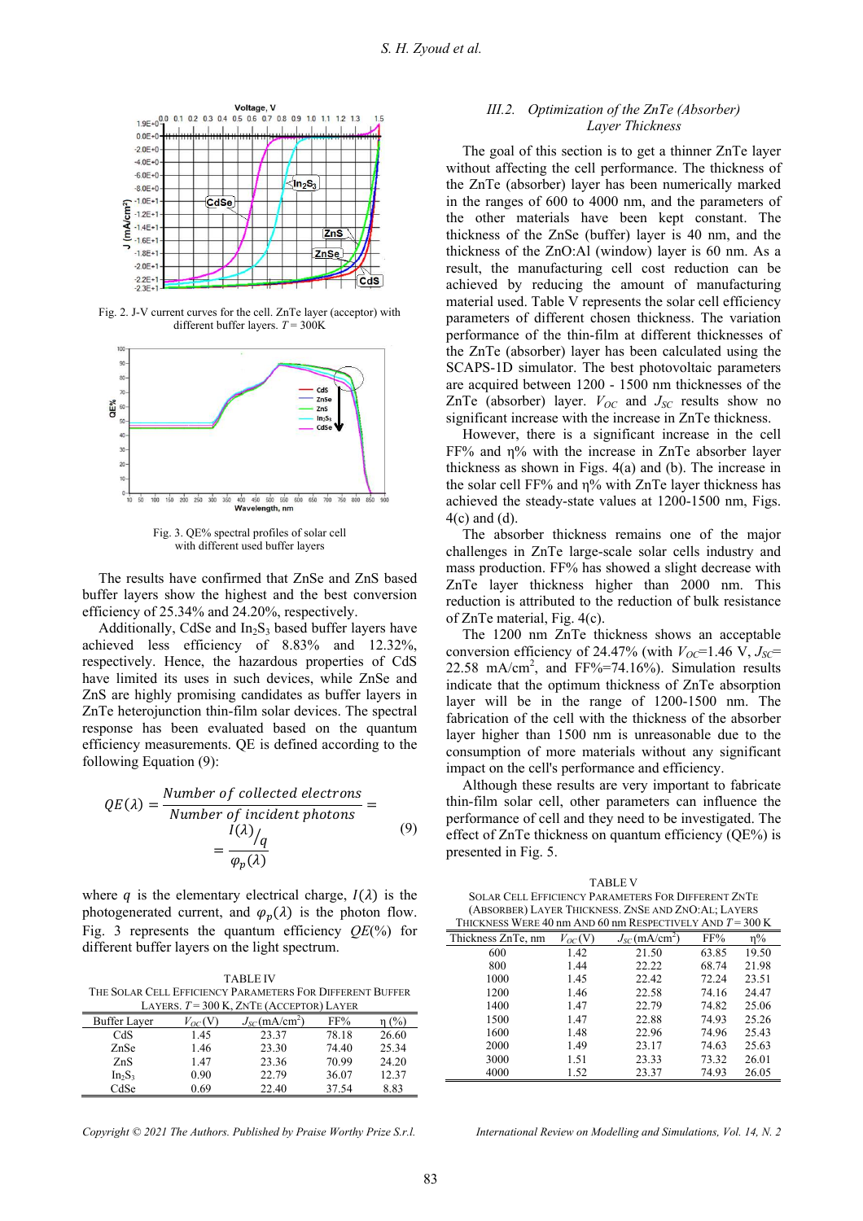Voltage, V

0.0 0.1 0.2 0.3 0.4 0.5 0.6 0.7 0.8 0.9 1.0 1.1 1.2 1.3 1.5

1.9E+0 0.0E+0 -2.0E+0 -4.0E+0 -6.0E+0 -8.0E+0 -1.0E+1 -1.2E+1 -1.4E+1 -1.6E+1 -1.8E+1 -2.0E+1 -2.2E+1 -2.3E+1

J (mA/cm²)

$In_2S_3$ CdSe ZnS ZnSe CdS

Fig. 2. J-V current curves for the cell. ZnTe layer (acceptor) with different buffer layers. $T$ = 300K

QE%

100 90 80 70 60 50 40 30 20 10 0

CdS ZnSe ZnS $In_2S_3$ CdSe

10 50 100 150 200 250 300 350 400 450 500 550 600 650 700 750 800 850 900

Wavelength, nm

Fig. 3. QE% spectral profiles of solar cell with different used buffer layers

The results have confirmed that ZnSe and ZnS based buffer layers show the highest and the best conversion efficiency of 25.34% and 24.20%, respectively.

Additionally, CdSe and $In_2S_3$ based buffer layers have achieved less efficiency of 8.83% and 12.32%, respectively. Hence, the hazardous properties of CdS have limited its uses in such devices, while ZnSe and ZnS are highly promising candidates as buffer layers in ZnTe heterojunction thin-film solar devices. The spectral response has been evaluated based on the quantum efficiency measurements. QE is defined according to the following Equation (9):

$$QE(\lambda) = \frac{Number\ of\ collected\ electrons}{Number\ of\ incident\ photons} = \frac{I(\lambda)/q}{\varphi_p(\lambda)} \tag{9}$$

where $q$ is the elementary electrical charge, $I(\lambda)$ is the photogenerated current, and $\varphi_p(\lambda)$ is the photon flow. Fig. 3 represents the quantum efficiency $QE(\%)$ for different buffer layers on the light spectrum.

TABLE IV
THE SOLAR CELL EFFICIENCY PARAMETERS FOR DIFFERENT BUFFER LAYERS. $T$ = 300 K, ZNTE (ACCEPTOR) LAYER

| Buffer Layer | $V_{OC}$(V) | $J_{SC}$(mA/cm²) | FF% | η (%) |
|---|---|---|---|---|
| CdS | 1.45 | 23.37 | 78.18 | 26.60 |
| ZnSe | 1.46 | 23.30 | 74.40 | 25.34 |
| ZnS | 1.47 | 23.36 | 70.99 | 24.20 |
| $In_2S_3$ | 0.90 | 22.79 | 36.07 | 12.37 |
| CdSe | 0.69 | 22.40 | 37.54 | 8.83 |

### *III.2. Optimization of the ZnTe (Absorber) Layer Thickness*

The goal of this section is to get a thinner ZnTe layer without affecting the cell performance. The thickness of the ZnTe (absorber) layer has been numerically marked in the ranges of 600 to 4000 nm, and the parameters of the other materials have been kept constant. The thickness of the ZnSe (buffer) layer is 40 nm, and the thickness of the ZnO:Al (window) layer is 60 nm. As a result, the manufacturing cell cost reduction can be achieved by reducing the amount of manufacturing material used. Table V represents the solar cell efficiency parameters of different chosen thickness. The variation performance of the thin-film at different thicknesses of the ZnTe (absorber) layer has been calculated using the SCAPS-1D simulator. The best photovoltaic parameters are acquired between 1200 - 1500 nm thicknesses of the ZnTe (absorber) layer. $V_{OC}$ and $J_{SC}$ results show no significant increase with the increase in ZnTe thickness.

However, there is a significant increase in the cell FF% and η% with the increase in ZnTe absorber layer thickness as shown in Figs. 4(a) and (b). The increase in the solar cell FF% and η% with ZnTe layer thickness has achieved the steady-state values at 1200-1500 nm, Figs. 4(c) and (d).

The absorber thickness remains one of the major challenges in ZnTe large-scale solar cells industry and mass production. FF% has showed a slight decrease with ZnTe layer thickness higher than 2000 nm. This reduction is attributed to the reduction of bulk resistance of ZnTe material, Fig. 4(c).

The 1200 nm ZnTe thickness shows an acceptable conversion efficiency of 24.47% (with $V_{OC}$=1.46 V, $J_{SC}$= 22.58 mA/cm², and FF%=74.16%). Simulation results indicate that the optimum thickness of ZnTe absorption layer will be in the range of 1200-1500 nm. The fabrication of the cell with the thickness of the absorber layer higher than 1500 nm is unreasonable due to the consumption of more materials without any significant impact on the cell's performance and efficiency.

Although these results are very important to fabricate thin-film solar cell, other parameters can influence the performance of cell and they need to be investigated. The effect of ZnTe thickness on quantum efficiency (QE%) is presented in Fig. 5.

TABLE V
SOLAR CELL EFFICIENCY PARAMETERS FOR DIFFERENT ZNTE (ABSORBER) LAYER THICKNESS. ZNSE AND ZNO:AL; LAYERS THICKNESS WERE 40 nm AND 60 nm RESPECTIVELY AND $T$ = 300 K

| Thickness ZnTe, nm | $V_{OC}$(V) | $J_{SC}$(mA/cm²) | FF% | η% |
|---|---|---|---|---|
| 600 | 1.42 | 21.50 | 63.85 | 19.50 |
| 800 | 1.44 | 22.22 | 68.74 | 21.98 |
| 1000 | 1.45 | 22.42 | 72.24 | 23.51 |
| 1200 | 1.46 | 22.58 | 74.16 | 24.47 |
| 1400 | 1.47 | 22.79 | 74.82 | 25.06 |
| 1500 | 1.47 | 22.88 | 74.93 | 25.26 |
| 1600 | 1.48 | 22.96 | 74.96 | 25.43 |
| 2000 | 1.49 | 23.17 | 74.63 | 25.63 |
| 3000 | 1.51 | 23.33 | 73.32 | 26.01 |
| 4000 | 1.52 | 23.37 | 74.93 | 26.05 |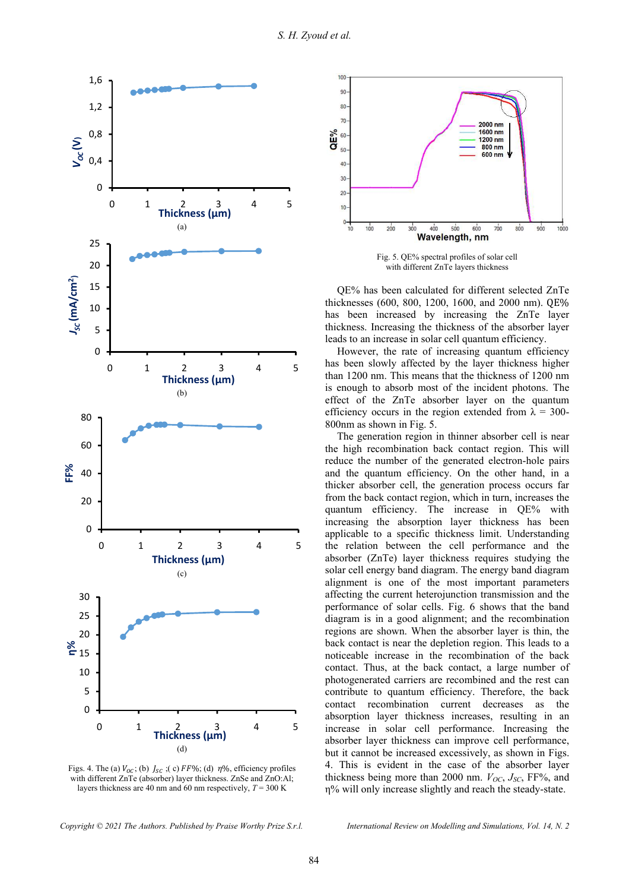1,6
1,2
0,8
0,4
0
$V_{oc}$ (V)
0 1 2 3 4 5
Thickness (µm)
(a)

25
20
15
10
5
0
$J_{SC}$ (mA/cm$^2$)
0 1 2 3 4 5
Thickness (µm)
(b)

80
60
40
20
0
FF%
0 1 2 3 4 5
Thickness (µm)
(c)

30
25
20
15
10
5
0
η%
0 1 2 3 4 5
Thickness (µm)
(d)

Figs. 4. The (a) $V_{OC}$; (b) $J_{SC}$ ;( c) $FF$%; (d) $\eta$%, efficiency profiles with different ZnTe (absorber) layer thickness. ZnSe and ZnO:Al; layers thickness are 40 nm and 60 nm respectively, $T$ = 300 K

QE%
100 90 80 70 60 50 40 30 20 10 0
2000 nm
1600 nm
1200 nm
800 nm
600 nm
10 100 200 300 400 500 600 700 800 900 1000
Wavelength, nm

Fig. 5. QE% spectral profiles of solar cell with different ZnTe layers thickness

QE% has been calculated for different selected ZnTe thicknesses (600, 800, 1200, 1600, and 2000 nm). QE% has been increased by increasing the ZnTe layer thickness. Increasing the thickness of the absorber layer leads to an increase in solar cell quantum efficiency.

However, the rate of increasing quantum efficiency has been slowly affected by the layer thickness higher than 1200 nm. This means that the thickness of 1200 nm is enough to absorb most of the incident photons. The effect of the ZnTe absorber layer on the quantum efficiency occurs in the region extended from λ = 300-800nm as shown in Fig. 5.

The generation region in thinner absorber cell is near the high recombination back contact region. This will reduce the number of the generated electron-hole pairs and the quantum efficiency. On the other hand, in a thicker absorber cell, the generation process occurs far from the back contact region, which in turn, increases the quantum efficiency. The increase in QE% with increasing the absorption layer thickness has been applicable to a specific thickness limit. Understanding the relation between the cell performance and the absorber (ZnTe) layer thickness requires studying the solar cell energy band diagram. The energy band diagram alignment is one of the most important parameters affecting the current heterojunction transmission and the performance of solar cells. Fig. 6 shows that the band diagram is in a good alignment; and the recombination regions are shown. When the absorber layer is thin, the back contact is near the depletion region. This leads to a noticeable increase in the recombination of the back contact. Thus, at the back contact, a large number of photogenerated carriers are recombined and the rest can contribute to quantum efficiency. Therefore, the back contact recombination current decreases as the absorption layer thickness increases, resulting in an increase in solar cell performance. Increasing the absorber layer thickness can improve cell performance, but it cannot be increased excessively, as shown in Figs. 4. This is evident in the case of the absorber layer thickness being more than 2000 nm. $V_{OC}$, $J_{SC}$, FF%, and η% will only increase slightly and reach the steady-state.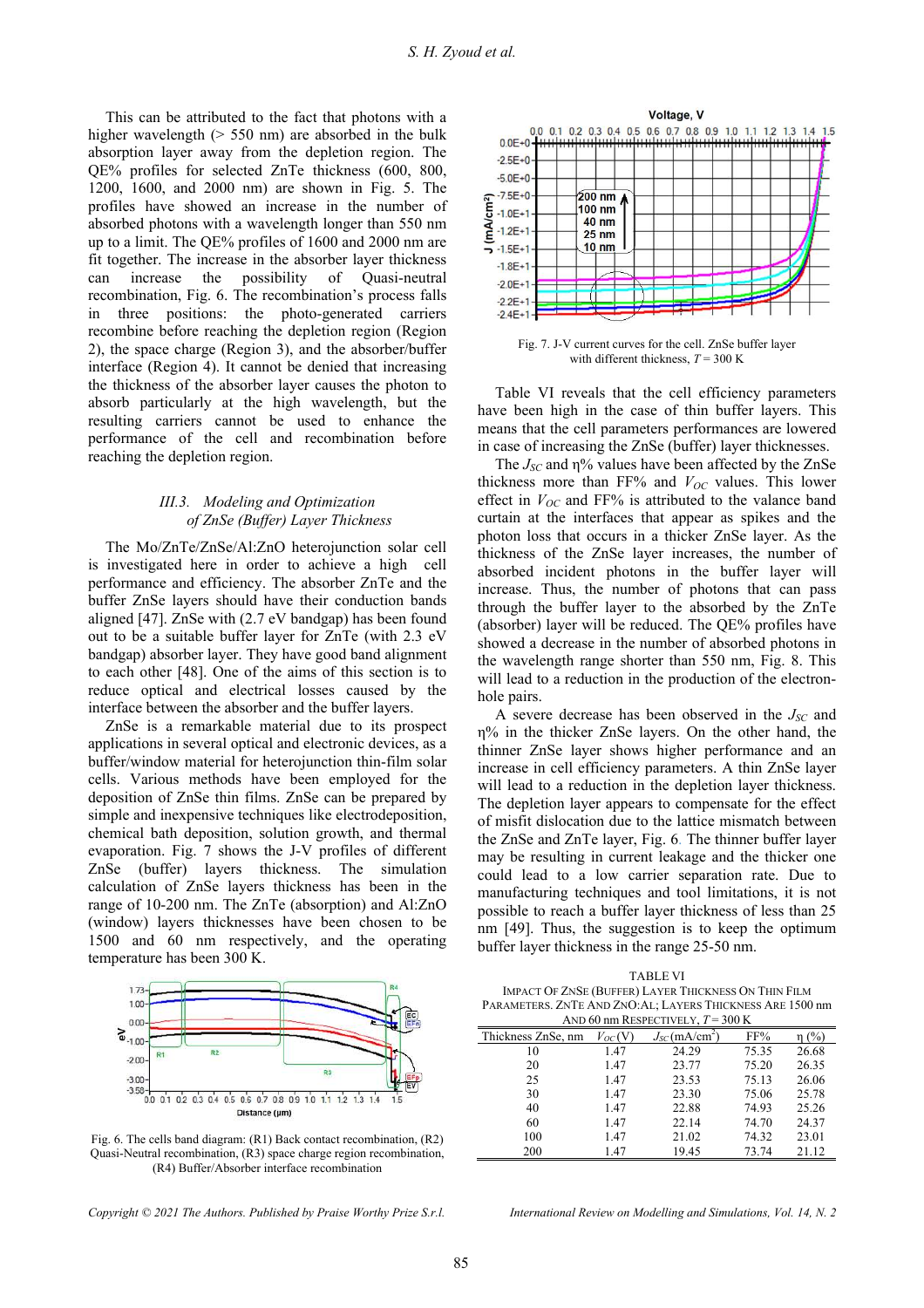This can be attributed to the fact that photons with a higher wavelength (> 550 nm) are absorbed in the bulk absorption layer away from the depletion region. The QE% profiles for selected ZnTe thickness (600, 800, 1200, 1600, and 2000 nm) are shown in Fig. 5. The profiles have showed an increase in the number of absorbed photons with a wavelength longer than 550 nm up to a limit. The QE% profiles of 1600 and 2000 nm are fit together. The increase in the absorber layer thickness can increase the possibility of Quasi-neutral recombination, Fig. 6. The recombination's process falls in three positions: the photo-generated carriers recombine before reaching the depletion region (Region 2), the space charge (Region 3), and the absorber/buffer interface (Region 4). It cannot be denied that increasing the thickness of the absorber layer causes the photon to absorb particularly at the high wavelength, but the resulting carriers cannot be used to enhance the performance of the cell and recombination before reaching the depletion region.

### III.3. *Modeling and Optimization of ZnSe (Buffer) Layer Thickness*

The Mo/ZnTe/ZnSe/Al:ZnO heterojunction solar cell is investigated here in order to achieve a high cell performance and efficiency. The absorber ZnTe and the buffer ZnSe layers should have their conduction bands aligned [47]. ZnSe with (2.7 eV bandgap) has been found out to be a suitable buffer layer for ZnTe (with 2.3 eV bandgap) absorber layer. They have good band alignment to each other [48]. One of the aims of this section is to reduce optical and electrical losses caused by the interface between the absorber and the buffer layers.

ZnSe is a remarkable material due to its prospect applications in several optical and electronic devices, as a buffer/window material for heterojunction thin-film solar cells. Various methods have been employed for the deposition of ZnSe thin films. ZnSe can be prepared by simple and inexpensive techniques like electrodeposition, chemical bath deposition, solution growth, and thermal evaporation. Fig. 7 shows the J-V profiles of different ZnSe (buffer) layers thickness. The simulation calculation of ZnSe layers thickness has been in the range of 10-200 nm. The ZnTe (absorption) and Al:ZnO (window) layers thicknesses have been chosen to be 1500 and 60 nm respectively, and the operating temperature has been 300 K.

eV
1.73
1.00
0.00
-1.00
-2.00
-3.00
-3.58
R1
R2
R3
R4
EC
EFn
EFp
EV
0.0 0.1 0.2 0.3 0.4 0.5 0.6 0.7 0.8 0.9 1.0 1.1 1.2 1.3 1.4 1.5
Distance (µm)

Fig. 6. The cells band diagram: (R1) Back contact recombination, (R2) Quasi-Neutral recombination, (R3) space charge region recombination, (R4) Buffer/Absorber interface recombination

Voltage, V
0.0 0.1 0.2 0.3 0.4 0.5 0.6 0.7 0.8 0.9 1.0 1.1 1.2 1.3 1.4 1.5
J (mA/cm²)
0.0E+0
-2.5E+0
-5.0E+0
-7.5E+0
-1.0E+1
-1.2E+1
-1.5E+1
-1.8E+1
-2.0E+1
-2.2E+1
-2.4E+1
200 nm
100 nm
40 nm
25 nm
10 nm

Fig. 7. J-V current curves for the cell. ZnSe buffer layer with different thickness, $T$ = 300 K

Table VI reveals that the cell efficiency parameters have been high in the case of thin buffer layers. This means that the cell parameters performances are lowered in case of increasing the ZnSe (buffer) layer thicknesses.

The $J_{SC}$ and η% values have been affected by the ZnSe thickness more than FF% and $V_{OC}$ values. This lower effect in $V_{OC}$ and FF% is attributed to the valance band curtain at the interfaces that appear as spikes and the photon loss that occurs in a thicker ZnSe layer. As the thickness of the ZnSe layer increases, the number of absorbed incident photons in the buffer layer will increase. Thus, the number of photons that can pass through the buffer layer to the absorbed by the ZnTe (absorber) layer will be reduced. The QE% profiles have showed a decrease in the number of absorbed photons in the wavelength range shorter than 550 nm, Fig. 8. This will lead to a reduction in the production of the electron-hole pairs.

A severe decrease has been observed in the $J_{SC}$ and η% in the thicker ZnSe layers. On the other hand, the thinner ZnSe layer shows higher performance and an increase in cell efficiency parameters. A thin ZnSe layer will lead to a reduction in the depletion layer thickness. The depletion layer appears to compensate for the effect of misfit dislocation due to the lattice mismatch between the ZnSe and ZnTe layer, Fig. 6. The thinner buffer layer may be resulting in current leakage and the thicker one could lead to a low carrier separation rate. Due to manufacturing techniques and tool limitations, it is not possible to reach a buffer layer thickness of less than 25 nm [49]. Thus, the suggestion is to keep the optimum buffer layer thickness in the range 25-50 nm.

TABLE VI
IMPACT OF ZNSE (BUFFER) LAYER THICKNESS ON THIN FILM PARAMETERS. ZNTE AND ZNO:AL; LAYERS THICKNESS ARE 1500 nm AND 60 nm RESPECTIVELY, $T$ = 300 K

| Thickness ZnSe, nm | $V_{OC}$ (V) | $J_{SC}$ (mA/cm$^2$) | FF% | η (%) |
|---|---|---|---|---|
| 10 | 1.47 | 24.29 | 75.35 | 26.68 |
| 20 | 1.47 | 23.77 | 75.20 | 26.35 |
| 25 | 1.47 | 23.53 | 75.13 | 26.06 |
| 30 | 1.47 | 23.30 | 75.06 | 25.78 |
| 40 | 1.47 | 22.88 | 74.93 | 25.26 |
| 60 | 1.47 | 22.14 | 74.70 | 24.37 |
| 100 | 1.47 | 21.02 | 74.32 | 23.01 |
| 200 | 1.47 | 19.45 | 73.74 | 21.12 |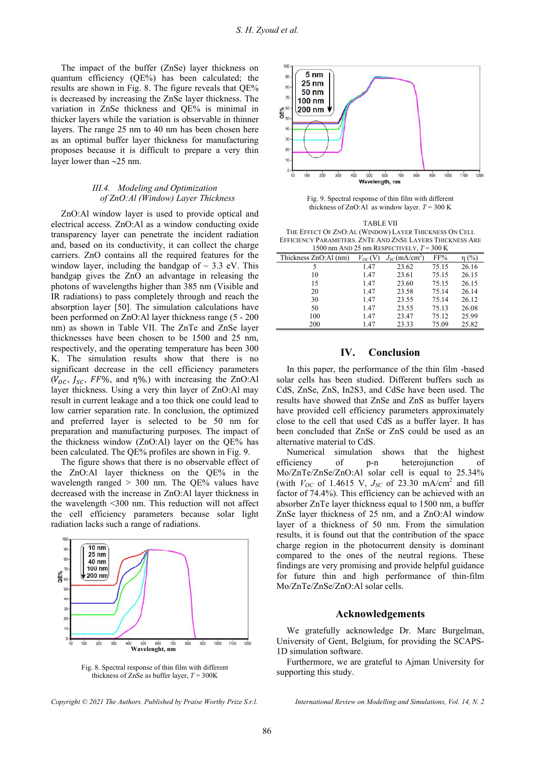The impact of the buffer (ZnSe) layer thickness on quantum efficiency (QE%) has been calculated; the results are shown in Fig. 8. The figure reveals that QE% is decreased by increasing the ZnSe layer thickness. The variation in ZnSe thickness and QE% is minimal in thicker layers while the variation is observable in thinner layers. The range 25 nm to 40 nm has been chosen here as an optimal buffer layer thickness for manufacturing proposes because it is difficult to prepare a very thin layer lower than ~25 nm.

### III.4. Modeling and Optimization of ZnO:Al (Window) Layer Thickness

ZnO:Al window layer is used to provide optical and electrical access. ZnO:Al as a window conducting oxide transparency layer can penetrate the incident radiation and, based on its conductivity, it can collect the charge carriers. ZnO contains all the required features for the window layer, including the bandgap of ~ 3.3 eV. This bandgap gives the ZnO an advantage in releasing the photons of wavelengths higher than 385 nm (Visible and IR radiations) to pass completely through and reach the absorption layer [50]. The simulation calculations have been performed on ZnO:Al layer thickness range (5 - 200 nm) as shown in Table VII. The ZnTe and ZnSe layer thicknesses have been chosen to be 1500 and 25 nm, respectively, and the operating temperature has been 300 K. The simulation results show that there is no significant decrease in the cell efficiency parameters ($V_{OC}$, $J_{SC}$, $FF$%, and η%.) with increasing the ZnO:Al layer thickness. Using a very thin layer of ZnO:Al may result in current leakage and a too thick one could lead to low carrier separation rate. In conclusion, the optimized and preferred layer is selected to be 50 nm for preparation and manufacturing purposes. The impact of the thickness window (ZnO:Al) layer on the QE% has been calculated. The QE% profiles are shown in Fig. 9.

The figure shows that there is no observable effect of the ZnO:Al layer thickness on the QE% in the wavelength ranged > 300 nm. The QE% values have decreased with the increase in ZnO:Al layer thickness in the wavelength <300 nm. This reduction will not affect the cell efficiency parameters because solar light radiation lacks such a range of radiations.

QE%
10 nm
25 nm
40 nm
100 nm
200 nm
Wavelenght, nm

Fig. 8. Spectral response of thin film with different thickness of ZnSe as buffer layer, $T$ = 300K

QE%
5 nm
25 nm
50 nm
100 nm
200 nm
Wavelength, nm

Fig. 9. Spectral response of thin film with different thickness of ZnO:Al as window layer. $T$ = 300 K

TABLE VII
THE EFFECT OF ZNO:AL (WINDOW) LAYER THICKNESS ON CELL EFFICIENCY PARAMETERS. ZNTE AND ZNSE LAYERS THICKNESS ARE 1500 NM AND 25 NM RESPECTIVELY, $T$ = 300 K

| Thickness ZnO:Al (nm) | $V_{OC}$ (V) | $J_{SC}$ (mA/cm$^2$) | FF% | η (%) |
|---|---|---|---|---|
| 5 | 1.47 | 23.62 | 75.15 | 26.16 |
| 10 | 1.47 | 23.61 | 75.15 | 26.15 |
| 15 | 1.47 | 23.60 | 75.15 | 26.15 |
| 20 | 1.47 | 23.58 | 75.14 | 26.14 |
| 30 | 1.47 | 23.55 | 75.14 | 26.12 |
| 50 | 1.47 | 23.55 | 75.13 | 26.08 |
| 100 | 1.47 | 23.47 | 75.12 | 25.99 |
| 200 | 1.47 | 23.33 | 75.09 | 25.82 |

## IV. Conclusion

In this paper, the performance of the thin film -based solar cells has been studied. Different buffers such as CdS, ZnSe, ZnS, In2S3, and CdSe have been used. The results have showed that ZnSe and ZnS as buffer layers have provided cell efficiency parameters approximately close to the cell that used CdS as a buffer layer. It has been concluded that ZnSe or ZnS could be used as an alternative material to CdS.

Numerical simulation shows that the highest efficiency of p-n heterojunction of Mo/ZnTe/ZnSe/ZnO:Al solar cell is equal to 25.34% (with $V_{OC}$ of 1.4615 V, $J_{SC}$ of 23.30 mA/cm$^2$ and fill factor of 74.4%). This efficiency can be achieved with an absorber ZnTe layer thickness equal to 1500 nm, a buffer ZnSe layer thickness of 25 nm, and a ZnO:Al window layer of a thickness of 50 nm. From the simulation results, it is found out that the contribution of the space charge region in the photocurrent density is dominant compared to the ones of the neutral regions. These findings are very promising and provide helpful guidance for future thin and high performance of thin-film Mo/ZnTe/ZnSe/ZnO:Al solar cells.

## Acknowledgements

We gratefully acknowledge Dr. Marc Burgelman, University of Gent, Belgium, for providing the SCAPS-1D simulation software.

Furthermore, we are grateful to Ajman University for supporting this study.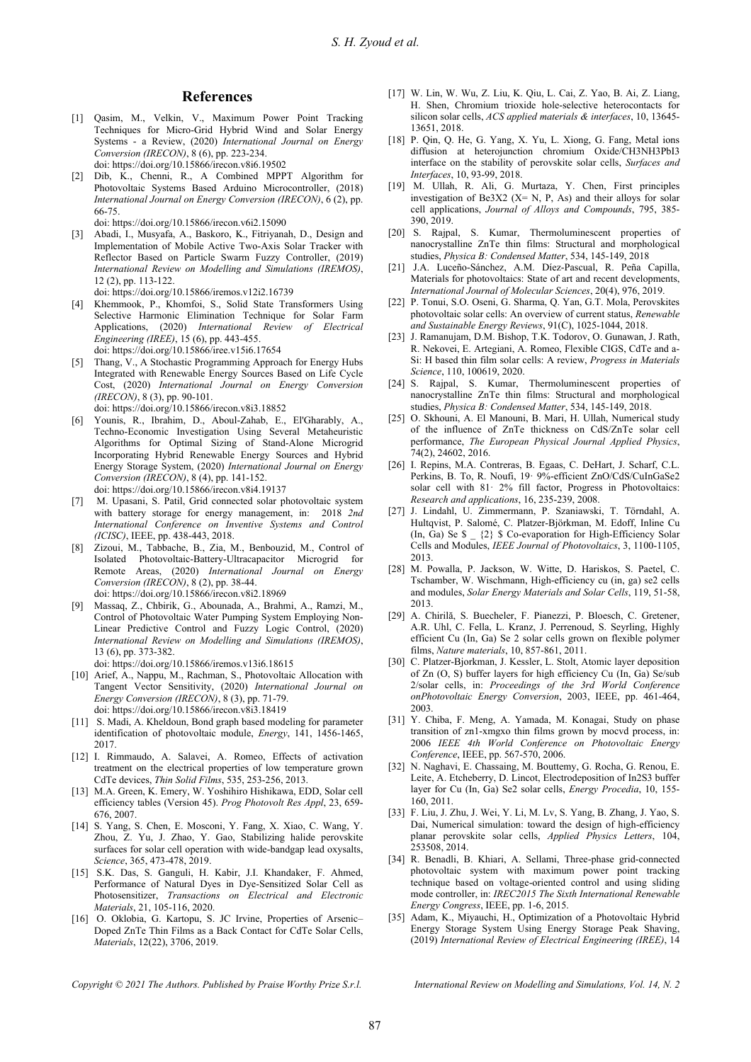## References

[1] Qasim, M., Velkin, V., Maximum Power Point Tracking Techniques for Micro-Grid Hybrid Wind and Solar Energy Systems - a Review, (2020) *International Journal on Energy Conversion (IRECON)*, 8 (6), pp. 223-234.
doi: https://doi.org/10.15866/irecon.v8i6.19502

[2] Dib, K., Chenni, R., A Combined MPPT Algorithm for Photovoltaic Systems Based Arduino Microcontroller, (2018) *International Journal on Energy Conversion (IRECON)*, 6 (2), pp. 66-75.
doi: https://doi.org/10.15866/irecon.v6i2.15090

[3] Abadi, I., Musyafa, A., Baskoro, K., Fitriyanah, D., Design and Implementation of Mobile Active Two-Axis Solar Tracker with Reflector Based on Particle Swarm Fuzzy Controller, (2019) *International Review on Modelling and Simulations (IREMOS)*, 12 (2), pp. 113-122.
doi: https://doi.org/10.15866/iremos.v12i2.16739

[4] Khemmook, P., Khomfoi, S., Solid State Transformers Using Selective Harmonic Elimination Technique for Solar Farm Applications, (2020) *International Review of Electrical Engineering (IREE)*, 15 (6), pp. 443-455.
doi: https://doi.org/10.15866/iree.v15i6.17654

[5] Thang, V., A Stochastic Programming Approach for Energy Hubs Integrated with Renewable Energy Sources Based on Life Cycle Cost, (2020) *International Journal on Energy Conversion (IRECON)*, 8 (3), pp. 90-101.
doi: https://doi.org/10.15866/irecon.v8i3.18852

[6] Younis, R., Ibrahim, D., Aboul-Zahab, E., El'Gharably, A., Techno-Economic Investigation Using Several Metaheuristic Algorithms for Optimal Sizing of Stand-Alone Microgrid Incorporating Hybrid Renewable Energy Sources and Hybrid Energy Storage System, (2020) *International Journal on Energy Conversion (IRECON)*, 8 (4), pp. 141-152.
doi: https://doi.org/10.15866/irecon.v8i4.19137

[7] M. Upasani, S. Patil, Grid connected solar photovoltaic system with battery storage for energy management, in: 2018 *2nd International Conference on Inventive Systems and Control (ICISC)*, IEEE, pp. 438-443, 2018.

[8] Zizoui, M., Tabbache, B., Zia, M., Benbouzid, M., Control of Isolated Photovoltaic-Battery-Ultracapacitor Microgrid for Remote Areas, (2020) *International Journal on Energy Conversion (IRECON)*, 8 (2), pp. 38-44.
doi: https://doi.org/10.15866/irecon.v8i2.18969

[9] Massaq, Z., Chbirik, G., Abounada, A., Brahmi, A., Ramzi, M., Control of Photovoltaic Water Pumping System Employing Non-Linear Predictive Control and Fuzzy Logic Control, (2020) *International Review on Modelling and Simulations (IREMOS)*, 13 (6), pp. 373-382.
doi: https://doi.org/10.15866/iremos.v13i6.18615

[10] Arief, A., Nappu, M., Rachman, S., Photovoltaic Allocation with Tangent Vector Sensitivity, (2020) *International Journal on Energy Conversion (IRECON)*, 8 (3), pp. 71-79.
doi: https://doi.org/10.15866/irecon.v8i3.18419

[11] S. Madi, A. Kheldoun, Bond graph based modeling for parameter identification of photovoltaic module, *Energy*, 141, 1456-1465, 2017.

[12] I. Rimmaudo, A. Salavei, A. Romeo, Effects of activation treatment on the electrical properties of low temperature grown CdTe devices, *Thin Solid Films*, 535, 253-256, 2013.

[13] M.A. Green, K. Emery, W. Yoshihiro Hishikawa, EDD, Solar cell efficiency tables (Version 45). *Prog Photovolt Res Appl*, 23, 659-676, 2007.

[14] S. Yang, S. Chen, E. Mosconi, Y. Fang, X. Xiao, C. Wang, Y. Zhou, Z. Yu, J. Zhao, Y. Gao, Stabilizing halide perovskite surfaces for solar cell operation with wide-bandgap lead oxysalts, *Science*, 365, 473-478, 2019.

[15] S.K. Das, S. Ganguli, H. Kabir, J.I. Khandaker, F. Ahmed, Performance of Natural Dyes in Dye-Sensitized Solar Cell as Photosensitizer, *Transactions on Electrical and Electronic Materials*, 21, 105-116, 2020.

[16] O. Oklobia, G. Kartopu, S. JC Irvine, Properties of Arsenic–Doped ZnTe Thin Films as a Back Contact for CdTe Solar Cells, *Materials*, 12(22), 3706, 2019.

[17] W. Lin, W. Wu, Z. Liu, K. Qiu, L. Cai, Z. Yao, B. Ai, Z. Liang, H. Shen, Chromium trioxide hole-selective heterocontacts for silicon solar cells, *ACS applied materials & interfaces*, 10, 13645-13651, 2018.

[18] P. Qin, Q. He, G. Yang, X. Yu, L. Xiong, G. Fang, Metal ions diffusion at heterojunction chromium Oxide/CH3NH3PbI3 interface on the stability of perovskite solar cells, *Surfaces and Interfaces*, 10, 93-99, 2018.

[19] M. Ullah, R. Ali, G. Murtaza, Y. Chen, First principles investigation of Be3X2 (X= N, P, As) and their alloys for solar cell applications, *Journal of Alloys and Compounds*, 795, 385-390, 2019.

[20] S. Rajpal, S. Kumar, Thermoluminescent properties of nanocrystalline ZnTe thin films: Structural and morphological studies, *Physica B: Condensed Matter*, 534, 145-149, 2018

[21] J.A. Luceño-Sánchez, A.M. Díez-Pascual, R. Peña Capilla, Materials for photovoltaics: State of art and recent developments, *International Journal of Molecular Sciences*, 20(4), 976, 2019.

[22] P. Tonui, S.O. Oseni, G. Sharma, Q. Yan, G.T. Mola, Perovskites photovoltaic solar cells: An overview of current status, *Renewable and Sustainable Energy Reviews*, 91(C), 1025-1044, 2018.

[23] J. Ramanujam, D.M. Bishop, T.K. Todorov, O. Gunawan, J. Rath, R. Nekovei, E. Artegiani, A. Romeo, Flexible CIGS, CdTe and a-Si: H based thin film solar cells: A review, *Progress in Materials Science*, 110, 100619, 2020.

[24] S. Rajpal, S. Kumar, Thermoluminescent properties of nanocrystalline ZnTe thin films: Structural and morphological studies, *Physica B: Condensed Matter*, 534, 145-149, 2018.

[25] O. Skhouni, A. El Manouni, B. Mari, H. Ullah, Numerical study of the influence of ZnTe thickness on CdS/ZnTe solar cell performance, *The European Physical Journal Applied Physics*, 74(2), 24602, 2016.

[26] I. Repins, M.A. Contreras, B. Egaas, C. DeHart, J. Scharf, C.L. Perkins, B. To, R. Noufi, 19· 9%-efficient ZnO/CdS/CuInGaSe2 solar cell with 81· 2% fill factor, Progress in Photovoltaics: *Research and applications*, 16, 235-239, 2008.

[27] J. Lindahl, U. Zimmermann, P. Szaniawski, T. Törndahl, A. Hultqvist, P. Salomé, C. Platzer-Björkman, M. Edoff, Inline Cu (In, Ga) Se $ _ {2} $ Co-evaporation for High-Efficiency Solar Cells and Modules, *IEEE Journal of Photovoltaics*, 3, 1100-1105, 2013.

[28] M. Powalla, P. Jackson, W. Witte, D. Hariskos, S. Paetel, C. Tschamber, W. Wischmann, High-efficiency cu (in, ga) se2 cells and modules, *Solar Energy Materials and Solar Cells*, 119, 51-58, 2013.

[29] A. Chirilă, S. Buecheler, F. Pianezzi, P. Bloesch, C. Gretener, A.R. Uhl, C. Fella, L. Kranz, J. Perrenoud, S. Seyrling, Highly efficient Cu (In, Ga) Se 2 solar cells grown on flexible polymer films, *Nature materials*, 10, 857-861, 2011.

[30] C. Platzer-Bjorkman, J. Kessler, L. Stolt, Atomic layer deposition of Zn (O, S) buffer layers for high efficiency Cu (In, Ga) Se/sub 2/solar cells, in: *Proceedings of the 3rd World Conference onPhotovoltaic Energy Conversion*, 2003, IEEE, pp. 461-464, 2003.

[31] Y. Chiba, F. Meng, A. Yamada, M. Konagai, Study on phase transition of zn1-xmgxo thin films grown by mocvd process, in: 2006 *IEEE 4th World Conference on Photovoltaic Energy Conference*, IEEE, pp. 567-570, 2006.

[32] N. Naghavi, E. Chassaing, M. Bouttemy, G. Rocha, G. Renou, E. Leite, A. Etcheberry, D. Lincot, Electrodeposition of In2S3 buffer layer for Cu (In, Ga) Se2 solar cells, *Energy Procedia*, 10, 155-160, 2011.

[33] F. Liu, J. Zhu, J. Wei, Y. Li, M. Lv, S. Yang, B. Zhang, J. Yao, S. Dai, Numerical simulation: toward the design of high-efficiency planar perovskite solar cells, *Applied Physics Letters*, 104, 253508, 2014.

[34] R. Benadli, B. Khiari, A. Sellami, Three-phase grid-connected photovoltaic system with maximum power point tracking technique based on voltage-oriented control and using sliding mode controller, in: *IREC2015 The Sixth International Renewable Energy Congress*, IEEE, pp. 1-6, 2015.

[35] Adam, K., Miyauchi, H., Optimization of a Photovoltaic Hybrid Energy Storage System Using Energy Storage Peak Shaving, (2019) *International Review of Electrical Engineering (IREE)*, 14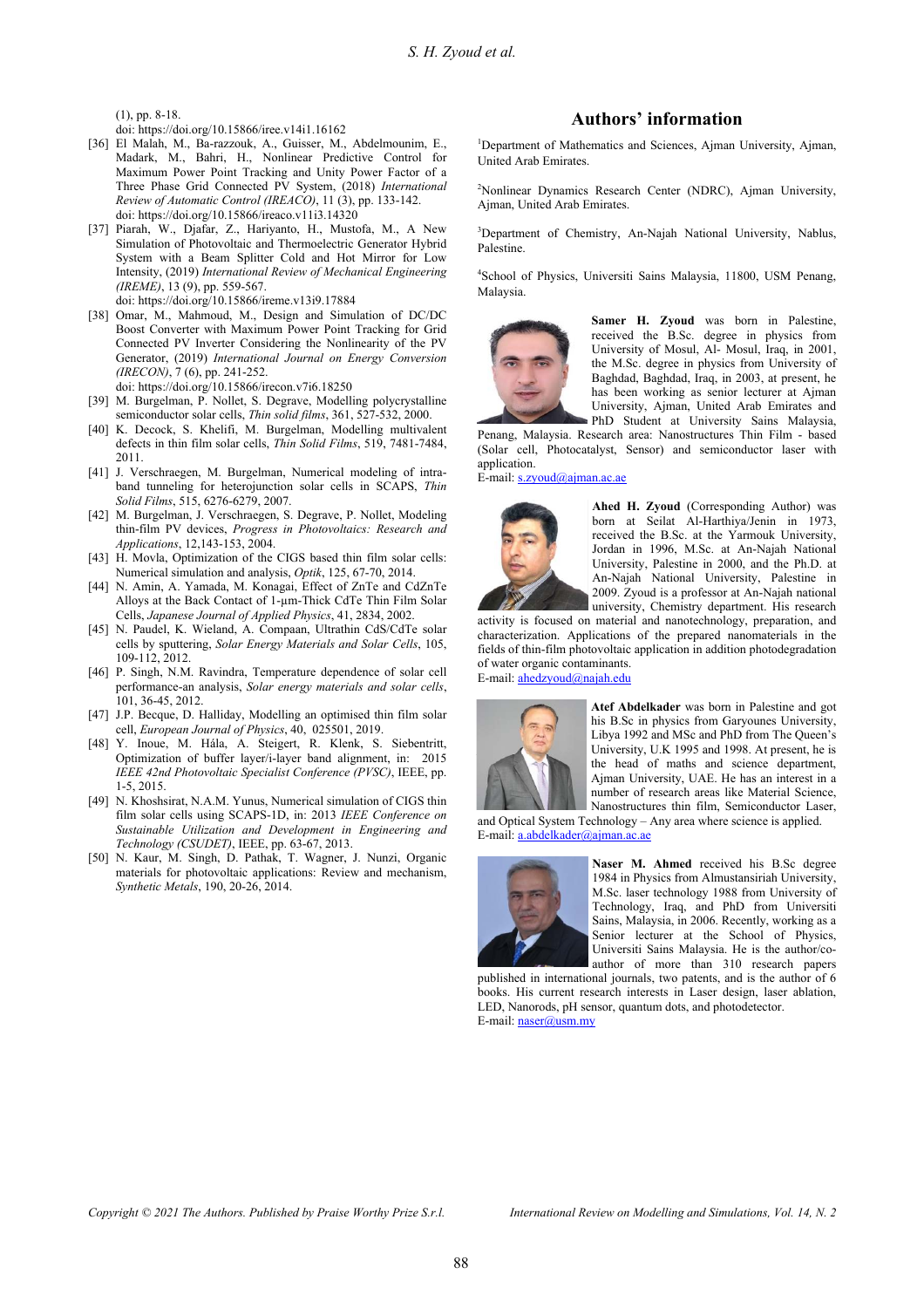(1), pp. 8-18.
doi: https://doi.org/10.15866/iree.v14i1.16162

[36] El Malah, M., Ba-razzouk, A., Guisser, M., Abdelmounim, E., Madark, M., Bahri, H., Nonlinear Predictive Control for Maximum Power Point Tracking and Unity Power Factor of a Three Phase Grid Connected PV System, (2018) *International Review of Automatic Control (IREACO)*, 11 (3), pp. 133-142.
doi: https://doi.org/10.15866/ireaco.v11i3.14320

[37] Piarah, W., Djafar, Z., Hariyanto, H., Mustofa, M., A New Simulation of Photovoltaic and Thermoelectric Generator Hybrid System with a Beam Splitter Cold and Hot Mirror for Low Intensity, (2019) *International Review of Mechanical Engineering (IREME)*, 13 (9), pp. 559-567.
doi: https://doi.org/10.15866/ireme.v13i9.17884

[38] Omar, M., Mahmoud, M., Design and Simulation of DC/DC Boost Converter with Maximum Power Point Tracking for Grid Connected PV Inverter Considering the Nonlinearity of the PV Generator, (2019) *International Journal on Energy Conversion (IRECON)*, 7 (6), pp. 241-252.
doi: https://doi.org/10.15866/irecon.v7i6.18250

[39] M. Burgelman, P. Nollet, S. Degrave, Modelling polycrystalline semiconductor solar cells, *Thin solid films*, 361, 527-532, 2000.

[40] K. Decock, S. Khelifi, M. Burgelman, Modelling multivalent defects in thin film solar cells, *Thin Solid Films*, 519, 7481-7484, 2011.

[41] J. Verschraegen, M. Burgelman, Numerical modeling of intra-band tunneling for heterojunction solar cells in SCAPS, *Thin Solid Films*, 515, 6276-6279, 2007.

[42] M. Burgelman, J. Verschraegen, S. Degrave, P. Nollet, Modeling thin-film PV devices, *Progress in Photovoltaics: Research and Applications*, 12,143-153, 2004.

[43] H. Movla, Optimization of the CIGS based thin film solar cells: Numerical simulation and analysis, *Optik*, 125, 67-70, 2014.

[44] N. Amin, A. Yamada, M. Konagai, Effect of ZnTe and CdZnTe Alloys at the Back Contact of 1-µm-Thick CdTe Thin Film Solar Cells, *Japanese Journal of Applied Physics*, 41, 2834, 2002.

[45] N. Paudel, K. Wieland, A. Compaan, Ultrathin CdS/CdTe solar cells by sputtering, *Solar Energy Materials and Solar Cells*, 105, 109-112, 2012.

[46] P. Singh, N.M. Ravindra, Temperature dependence of solar cell performance-an analysis, *Solar energy materials and solar cells*, 101, 36-45, 2012.

[47] J.P. Becque, D. Halliday, Modelling an optimised thin film solar cell, *European Journal of Physics*, 40, 025501, 2019.

[48] Y. Inoue, M. Hála, A. Steigert, R. Klenk, S. Siebentritt, Optimization of buffer layer/i-layer band alignment, in: 2015 *IEEE 42nd Photovoltaic Specialist Conference (PVSC)*, IEEE, pp. 1-5, 2015.

[49] N. Khoshsirat, N.A.M. Yunus, Numerical simulation of CIGS thin film solar cells using SCAPS-1D, in: 2013 *IEEE Conference on Sustainable Utilization and Development in Engineering and Technology (CSUDET)*, IEEE, pp. 63-67, 2013.

[50] N. Kaur, M. Singh, D. Pathak, T. Wagner, J. Nunzi, Organic materials for photovoltaic applications: Review and mechanism, *Synthetic Metals*, 190, 20-26, 2014.

## Authors' information

[1]Department of Mathematics and Sciences, Ajman University, Ajman, United Arab Emirates.

[2]Nonlinear Dynamics Research Center (NDRC), Ajman University, Ajman, United Arab Emirates.

[3]Department of Chemistry, An-Najah National University, Nablus, Palestine.

[4]School of Physics, Universiti Sains Malaysia, 11800, USM Penang, Malaysia.

**Samer H. Zyoud** was born in Palestine, received the B.Sc. degree in physics from University of Mosul, Al- Mosul, Iraq, in 2001, the M.Sc. degree in physics from University of Baghdad, Baghdad, Iraq, in 2003, at present, he has been working as senior lecturer at Ajman University, Ajman, United Arab Emirates and PhD Student at University Sains Malaysia, Penang, Malaysia. Research area: Nanostructures Thin Film - based (Solar cell, Photocatalyst, Sensor) and semiconductor laser with application.
E-mail: s.zyoud@ajman.ac.ae

**Ahed H. Zyoud** (Corresponding Author) was born at Seilat Al-Harthiya/Jenin in 1973, received the B.Sc. at the Yarmouk University, Jordan in 1996, M.Sc. at An-Najah National University, Palestine in 2000, and the Ph.D. at An-Najah National University, Palestine in 2009. Zyoud is a professor at An-Najah national university, Chemistry department. His research activity is focused on material and nanotechnology, preparation, and characterization. Applications of the prepared nanomaterials in the fields of thin-film photovoltaic application in addition photodegradation of water organic contaminants.
E-mail: ahedzyoud@najah.edu

**Atef Abdelkader** was born in Palestine and got his B.Sc in physics from Garyounes University, Libya 1992 and MSc and PhD from The Queen's University, U.K 1995 and 1998. At present, he is the head of maths and science department, Ajman University, UAE. He has an interest in a number of research areas like Material Science, Nanostructures thin film, Semiconductor Laser, and Optical System Technology – Any area where science is applied.
E-mail: a.abdelkader@ajman.ac.ae

**Naser M. Ahmed** received his B.Sc degree 1984 in Physics from Almustansiriah University, M.Sc. laser technology 1988 from University of Technology, Iraq, and PhD from Universiti Sains, Malaysia, in 2006. Recently, working as a Senior lecturer at the School of Physics, Universiti Sains Malaysia. He is the author/co-author of more than 310 research papers published in international journals, two patents, and is the author of 6 books. His current research interests in Laser design, laser ablation, LED, Nanorods, pH sensor, quantum dots, and photodetector.
E-mail: naser@usm.my

*Copyright © 2021 The Authors. Published by Praise Worthy Prize S.r.l.*